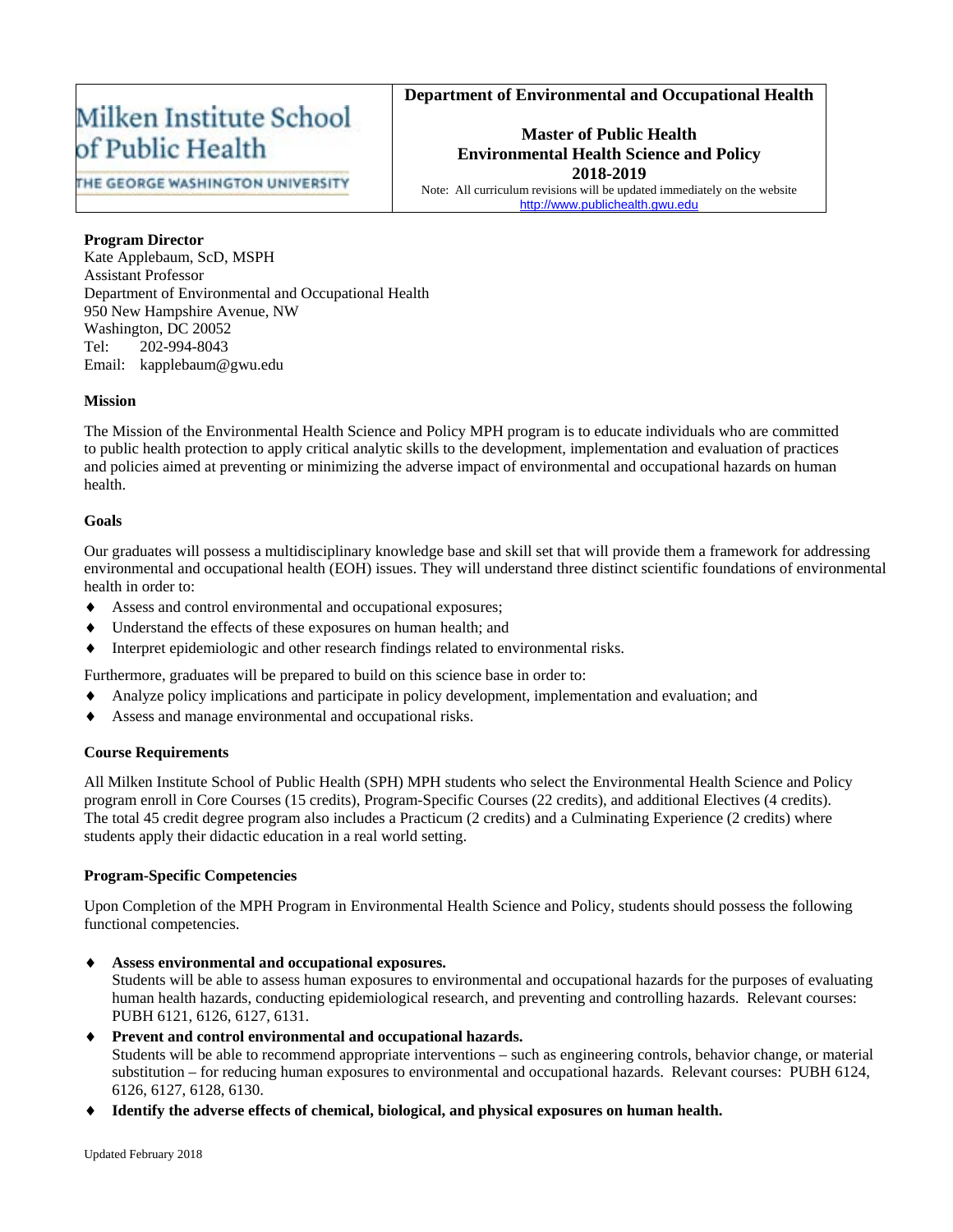Milken Institute School of Public Health

THE GEORGE WASHINGTON UNIVERSITY

**Department of Environmental and Occupational Health**

**Master of Public Health**
**Environmental Health Science and Policy**
**2018-2019**

Note: All curriculum revisions will be updated immediately on the website http://www.publichealth.gwu.edu

**Program Director**
Kate Applebaum, ScD, MSPH
Assistant Professor
Department of Environmental and Occupational Health
950 New Hampshire Avenue, NW
Washington, DC 20052
Tel: 202-994-8043
Email: kapplebaum@gwu.edu

**Mission**

The Mission of the Environmental Health Science and Policy MPH program is to educate individuals who are committed to public health protection to apply critical analytic skills to the development, implementation and evaluation of practices and policies aimed at preventing or minimizing the adverse impact of environmental and occupational hazards on human health.

**Goals**

Our graduates will possess a multidisciplinary knowledge base and skill set that will provide them a framework for addressing environmental and occupational health (EOH) issues. They will understand three distinct scientific foundations of environmental health in order to:

- Assess and control environmental and occupational exposures;
- Understand the effects of these exposures on human health; and
- Interpret epidemiologic and other research findings related to environmental risks.

Furthermore, graduates will be prepared to build on this science base in order to:

- Analyze policy implications and participate in policy development, implementation and evaluation; and
- Assess and manage environmental and occupational risks.

**Course Requirements**

All Milken Institute School of Public Health (SPH) MPH students who select the Environmental Health Science and Policy program enroll in Core Courses (15 credits), Program-Specific Courses (22 credits), and additional Electives (4 credits). The total 45 credit degree program also includes a Practicum (2 credits) and a Culminating Experience (2 credits) where students apply their didactic education in a real world setting.

**Program-Specific Competencies**

Upon Completion of the MPH Program in Environmental Health Science and Policy, students should possess the following functional competencies.

- **Assess environmental and occupational exposures.**
  Students will be able to assess human exposures to environmental and occupational hazards for the purposes of evaluating human health hazards, conducting epidemiological research, and preventing and controlling hazards. Relevant courses: PUBH 6121, 6126, 6127, 6131.
- **Prevent and control environmental and occupational hazards.**
  Students will be able to recommend appropriate interventions – such as engineering controls, behavior change, or material substitution – for reducing human exposures to environmental and occupational hazards. Relevant courses: PUBH 6124, 6126, 6127, 6128, 6130.
- **Identify the adverse effects of chemical, biological, and physical exposures on human health.**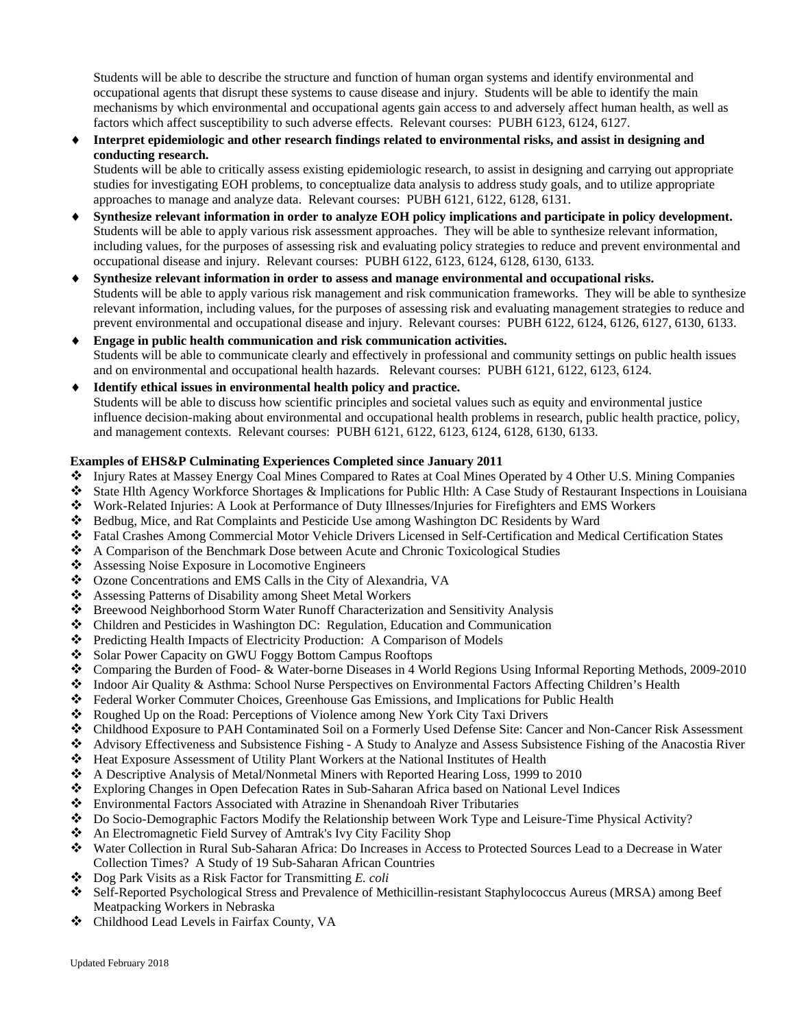Students will be able to describe the structure and function of human organ systems and identify environmental and occupational agents that disrupt these systems to cause disease and injury. Students will be able to identify the main mechanisms by which environmental and occupational agents gain access to and adversely affect human health, as well as factors which affect susceptibility to such adverse effects. Relevant courses: PUBH 6123, 6124, 6127.

- **Interpret epidemiologic and other research findings related to environmental risks, and assist in designing and conducting research.**
  Students will be able to critically assess existing epidemiologic research, to assist in designing and carrying out appropriate studies for investigating EOH problems, to conceptualize data analysis to address study goals, and to utilize appropriate approaches to manage and analyze data. Relevant courses: PUBH 6121, 6122, 6128, 6131.
- **Synthesize relevant information in order to analyze EOH policy implications and participate in policy development.**
  Students will be able to apply various risk assessment approaches. They will be able to synthesize relevant information, including values, for the purposes of assessing risk and evaluating policy strategies to reduce and prevent environmental and occupational disease and injury. Relevant courses: PUBH 6122, 6123, 6124, 6128, 6130, 6133.
- **Synthesize relevant information in order to assess and manage environmental and occupational risks.**
  Students will be able to apply various risk management and risk communication frameworks. They will be able to synthesize relevant information, including values, for the purposes of assessing risk and evaluating management strategies to reduce and prevent environmental and occupational disease and injury. Relevant courses: PUBH 6122, 6124, 6126, 6127, 6130, 6133.
- **Engage in public health communication and risk communication activities.**
  Students will be able to communicate clearly and effectively in professional and community settings on public health issues and on environmental and occupational health hazards. Relevant courses: PUBH 6121, 6122, 6123, 6124.
- **Identify ethical issues in environmental health policy and practice.**
  Students will be able to discuss how scientific principles and societal values such as equity and environmental justice influence decision-making about environmental and occupational health problems in research, public health practice, policy, and management contexts. Relevant courses: PUBH 6121, 6122, 6123, 6124, 6128, 6130, 6133.

**Examples of EHS&P Culminating Experiences Completed since January 2011**

- Injury Rates at Massey Energy Coal Mines Compared to Rates at Coal Mines Operated by 4 Other U.S. Mining Companies
- State Hlth Agency Workforce Shortages & Implications for Public Hlth: A Case Study of Restaurant Inspections in Louisiana
- Work-Related Injuries: A Look at Performance of Duty Illnesses/Injuries for Firefighters and EMS Workers
- Bedbug, Mice, and Rat Complaints and Pesticide Use among Washington DC Residents by Ward
- Fatal Crashes Among Commercial Motor Vehicle Drivers Licensed in Self-Certification and Medical Certification States
- A Comparison of the Benchmark Dose between Acute and Chronic Toxicological Studies
- Assessing Noise Exposure in Locomotive Engineers
- Ozone Concentrations and EMS Calls in the City of Alexandria, VA
- Assessing Patterns of Disability among Sheet Metal Workers
- Breewood Neighborhood Storm Water Runoff Characterization and Sensitivity Analysis
- Children and Pesticides in Washington DC: Regulation, Education and Communication
- Predicting Health Impacts of Electricity Production: A Comparison of Models
- Solar Power Capacity on GWU Foggy Bottom Campus Rooftops
- Comparing the Burden of Food- & Water-borne Diseases in 4 World Regions Using Informal Reporting Methods, 2009-2010
- Indoor Air Quality & Asthma: School Nurse Perspectives on Environmental Factors Affecting Children's Health
- Federal Worker Commuter Choices, Greenhouse Gas Emissions, and Implications for Public Health
- Roughed Up on the Road: Perceptions of Violence among New York City Taxi Drivers
- Childhood Exposure to PAH Contaminated Soil on a Formerly Used Defense Site: Cancer and Non-Cancer Risk Assessment
- Advisory Effectiveness and Subsistence Fishing - A Study to Analyze and Assess Subsistence Fishing of the Anacostia River
- Heat Exposure Assessment of Utility Plant Workers at the National Institutes of Health
- A Descriptive Analysis of Metal/Nonmetal Miners with Reported Hearing Loss, 1999 to 2010
- Exploring Changes in Open Defecation Rates in Sub-Saharan Africa based on National Level Indices
- Environmental Factors Associated with Atrazine in Shenandoah River Tributaries
- Do Socio-Demographic Factors Modify the Relationship between Work Type and Leisure-Time Physical Activity?
- An Electromagnetic Field Survey of Amtrak's Ivy City Facility Shop
- Water Collection in Rural Sub-Saharan Africa: Do Increases in Access to Protected Sources Lead to a Decrease in Water Collection Times? A Study of 19 Sub-Saharan African Countries
- Dog Park Visits as a Risk Factor for Transmitting *E. coli*
- Self-Reported Psychological Stress and Prevalence of Methicillin-resistant Staphylococcus Aureus (MRSA) among Beef Meatpacking Workers in Nebraska
- Childhood Lead Levels in Fairfax County, VA

Updated February 2018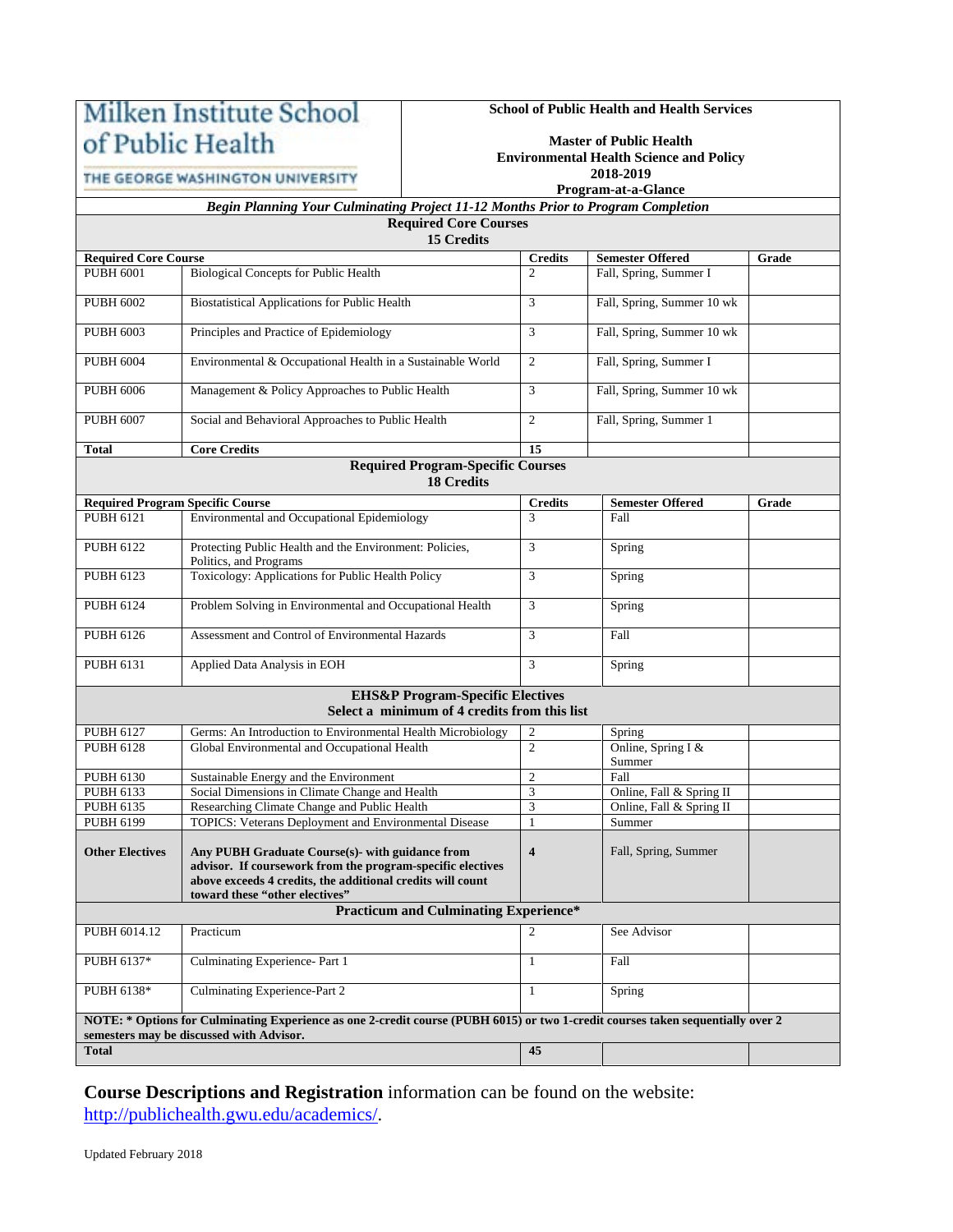**Milken Institute School of Public Health**
**THE GEORGE WASHINGTON UNIVERSITY**

**School of Public Health and Health Services**

**Master of Public Health**
**Environmental Health Science and Policy**
**2018-2019**
**Program-at-a-Glance**

***Begin Planning Your Culminating Project 11-12 Months Prior to Program Completion***

| **Required Core Courses 15 Credits** | | | | |
|---|---|---|---|---|
| **Required Core Course** | | **Credits** | **Semester Offered** | **Grade** |
| PUBH 6001 | Biological Concepts for Public Health | 2 | Fall, Spring, Summer I | |
| PUBH 6002 | Biostatistical Applications for Public Health | 3 | Fall, Spring, Summer 10 wk | |
| PUBH 6003 | Principles and Practice of Epidemiology | 3 | Fall, Spring, Summer 10 wk | |
| PUBH 6004 | Environmental & Occupational Health in a Sustainable World | 2 | Fall, Spring, Summer I | |
| PUBH 6006 | Management & Policy Approaches to Public Health | 3 | Fall, Spring, Summer 10 wk | |
| PUBH 6007 | Social and Behavioral Approaches to Public Health | 2 | Fall, Spring, Summer 1 | |
| **Total** | **Core Credits** | **15** | | |
| **Required Program-Specific Courses 18 Credits** | | | | |
| **Required Program Specific Course** | | **Credits** | **Semester Offered** | **Grade** |
| PUBH 6121 | Environmental and Occupational Epidemiology | 3 | Fall | |
| PUBH 6122 | Protecting Public Health and the Environment: Policies, Politics, and Programs | 3 | Spring | |
| PUBH 6123 | Toxicology: Applications for Public Health Policy | 3 | Spring | |
| PUBH 6124 | Problem Solving in Environmental and Occupational Health | 3 | Spring | |
| PUBH 6126 | Assessment and Control of Environmental Hazards | 3 | Fall | |
| PUBH 6131 | Applied Data Analysis in EOH | 3 | Spring | |
| **EHS&P Program-Specific Electives Select a minimum of 4 credits from this list** | | | | |
| PUBH 6127 | Germs: An Introduction to Environmental Health Microbiology | 2 | Spring | |
| PUBH 6128 | Global Environmental and Occupational Health | 2 | Online, Spring I & Summer | |
| PUBH 6130 | Sustainable Energy and the Environment | 2 | Fall | |
| PUBH 6133 | Social Dimensions in Climate Change and Health | 3 | Online, Fall & Spring II | |
| PUBH 6135 | Researching Climate Change and Public Health | 3 | Online, Fall & Spring II | |
| PUBH 6199 | TOPICS: Veterans Deployment and Environmental Disease | 1 | Summer | |
| **Other Electives** | **Any PUBH Graduate Course(s)- with guidance from advisor. If coursework from the program-specific electives above exceeds 4 credits, the additional credits will count toward these "other electives"** | **4** | Fall, Spring, Summer | |
| **Practicum and Culminating Experience*** | | | | |
| PUBH 6014.12 | Practicum | 2 | See Advisor | |
| PUBH 6137* | Culminating Experience- Part 1 | 1 | Fall | |
| PUBH 6138* | Culminating Experience-Part 2 | 1 | Spring | |
| **NOTE: * Options for Culminating Experience as one 2-credit course (PUBH 6015) or two 1-credit courses taken sequentially over 2 semesters may be discussed with Advisor.** | | | | |
| **Total** | | **45** | | |

**Course Descriptions and Registration** information can be found on the website: http://publichealth.gwu.edu/academics/.

Updated February 2018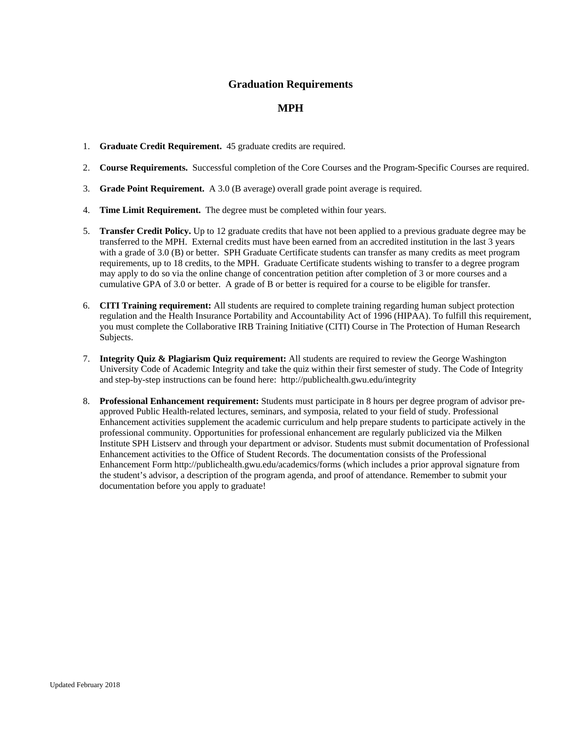# Graduation Requirements

## MPH

1. **Graduate Credit Requirement.** 45 graduate credits are required.

2. **Course Requirements.** Successful completion of the Core Courses and the Program-Specific Courses are required.

3. **Grade Point Requirement.** A 3.0 (B average) overall grade point average is required.

4. **Time Limit Requirement.** The degree must be completed within four years.

5. **Transfer Credit Policy.** Up to 12 graduate credits that have not been applied to a previous graduate degree may be transferred to the MPH. External credits must have been earned from an accredited institution in the last 3 years with a grade of 3.0 (B) or better. SPH Graduate Certificate students can transfer as many credits as meet program requirements, up to 18 credits, to the MPH. Graduate Certificate students wishing to transfer to a degree program may apply to do so via the online change of concentration petition after completion of 3 or more courses and a cumulative GPA of 3.0 or better. A grade of B or better is required for a course to be eligible for transfer.

6. **CITI Training requirement:** All students are required to complete training regarding human subject protection regulation and the Health Insurance Portability and Accountability Act of 1996 (HIPAA). To fulfill this requirement, you must complete the Collaborative IRB Training Initiative (CITI) Course in The Protection of Human Research Subjects.

7. **Integrity Quiz & Plagiarism Quiz requirement:** All students are required to review the George Washington University Code of Academic Integrity and take the quiz within their first semester of study. The Code of Integrity and step-by-step instructions can be found here: http://publichealth.gwu.edu/integrity

8. **Professional Enhancement requirement:** Students must participate in 8 hours per degree program of advisor pre-approved Public Health-related lectures, seminars, and symposia, related to your field of study. Professional Enhancement activities supplement the academic curriculum and help prepare students to participate actively in the professional community. Opportunities for professional enhancement are regularly publicized via the Milken Institute SPH Listserv and through your department or advisor. Students must submit documentation of Professional Enhancement activities to the Office of Student Records. The documentation consists of the Professional Enhancement Form http://publichealth.gwu.edu/academics/forms (which includes a prior approval signature from the student's advisor, a description of the program agenda, and proof of attendance. Remember to submit your documentation before you apply to graduate!

Updated February 2018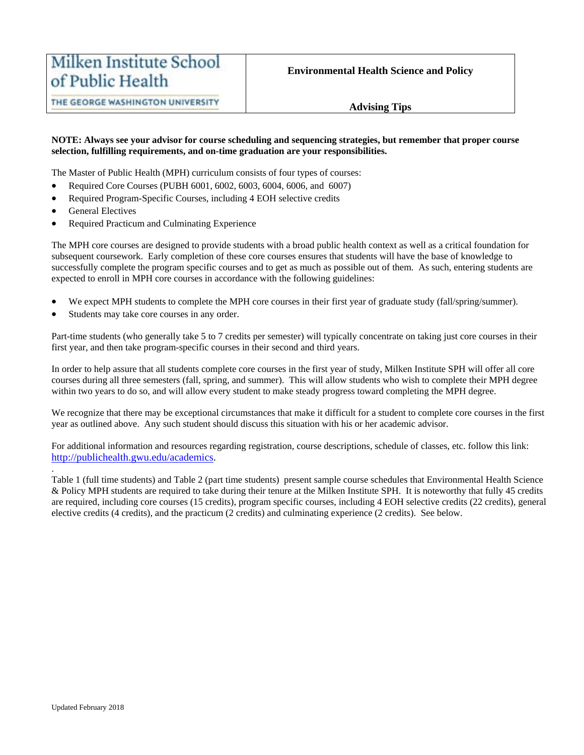| Milken Institute School of Public Health<br>THE GEORGE WASHINGTON UNIVERSITY | **Environmental Health Science and Policy**<br><br>**Advising Tips** |
|---|---|

**NOTE: Always see your advisor for course scheduling and sequencing strategies, but remember that proper course selection, fulfilling requirements, and on-time graduation are your responsibilities.**

The Master of Public Health (MPH) curriculum consists of four types of courses:

- Required Core Courses (PUBH 6001, 6002, 6003, 6004, 6006, and 6007)
- Required Program-Specific Courses, including 4 EOH selective credits
- General Electives
- Required Practicum and Culminating Experience

The MPH core courses are designed to provide students with a broad public health context as well as a critical foundation for subsequent coursework. Early completion of these core courses ensures that students will have the base of knowledge to successfully complete the program specific courses and to get as much as possible out of them. As such, entering students are expected to enroll in MPH core courses in accordance with the following guidelines:

- We expect MPH students to complete the MPH core courses in their first year of graduate study (fall/spring/summer).
- Students may take core courses in any order.

Part-time students (who generally take 5 to 7 credits per semester) will typically concentrate on taking just core courses in their first year, and then take program-specific courses in their second and third years.

In order to help assure that all students complete core courses in the first year of study, Milken Institute SPH will offer all core courses during all three semesters (fall, spring, and summer). This will allow students who wish to complete their MPH degree within two years to do so, and will allow every student to make steady progress toward completing the MPH degree.

We recognize that there may be exceptional circumstances that make it difficult for a student to complete core courses in the first year as outlined above. Any such student should discuss this situation with his or her academic advisor.

For additional information and resources regarding registration, course descriptions, schedule of classes, etc. follow this link: http://publichealth.gwu.edu/academics.

Table 1 (full time students) and Table 2 (part time students) present sample course schedules that Environmental Health Science & Policy MPH students are required to take during their tenure at the Milken Institute SPH. It is noteworthy that fully 45 credits are required, including core courses (15 credits), program specific courses, including 4 EOH selective credits (22 credits), general elective credits (4 credits), and the practicum (2 credits) and culminating experience (2 credits). See below.

Updated February 2018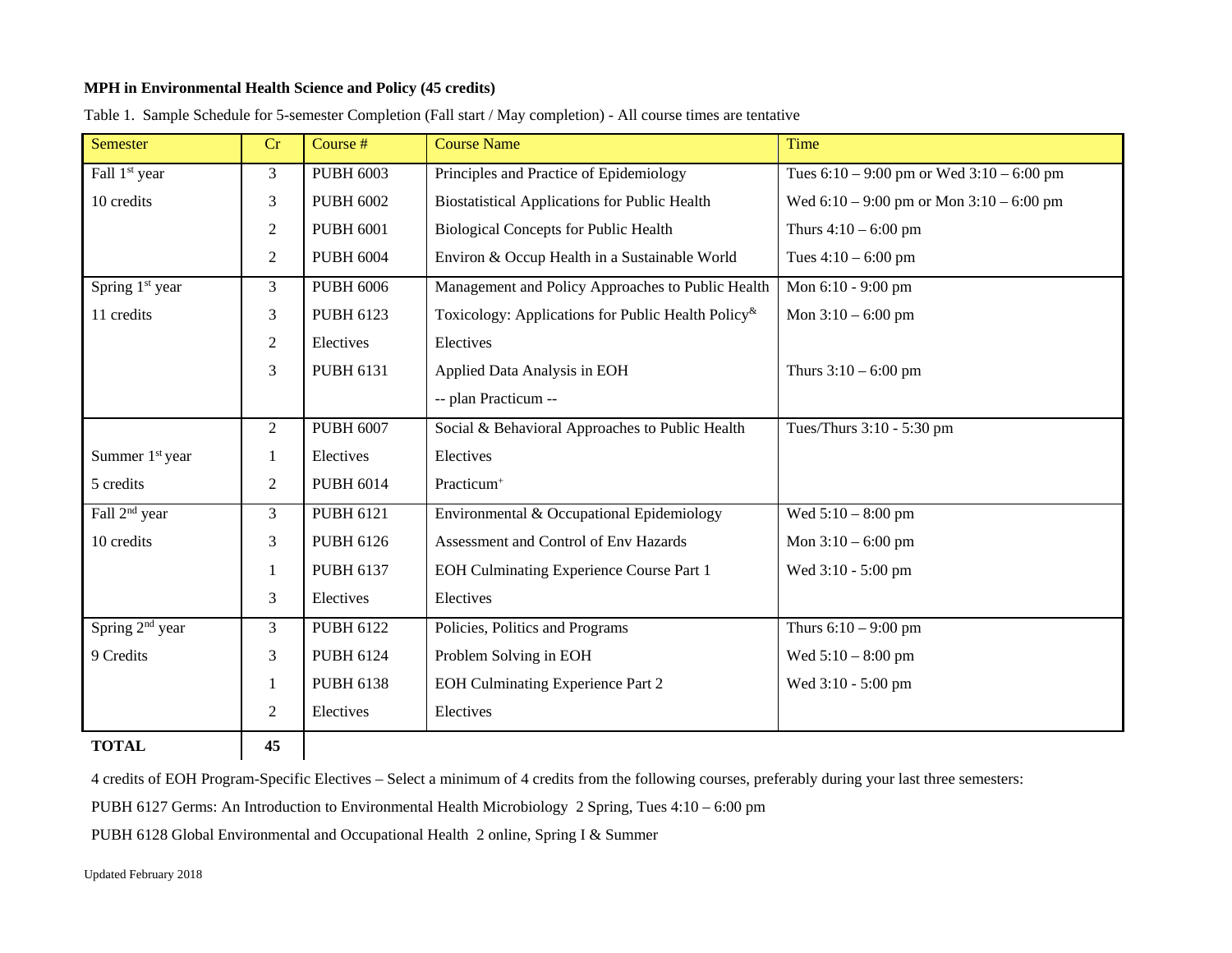**MPH in Environmental Health Science and Policy (45 credits)**

Table 1. Sample Schedule for 5-semester Completion (Fall start / May completion) - All course times are tentative

| Semester | Cr | Course # | Course Name | Time |
|---|---|---|---|---|
| Fall 1st year | 3 | PUBH 6003 | Principles and Practice of Epidemiology | Tues 6:10 – 9:00 pm or Wed 3:10 – 6:00 pm |
| 10 credits | 3 | PUBH 6002 | Biostatistical Applications for Public Health | Wed 6:10 – 9:00 pm or Mon 3:10 – 6:00 pm |
| | 2 | PUBH 6001 | Biological Concepts for Public Health | Thurs 4:10 – 6:00 pm |
| | 2 | PUBH 6004 | Environ & Occup Health in a Sustainable World | Tues 4:10 – 6:00 pm |
| Spring 1st year | 3 | PUBH 6006 | Management and Policy Approaches to Public Health | Mon 6:10 - 9:00 pm |
| 11 credits | 3 | PUBH 6123 | Toxicology: Applications for Public Health Policy[&] | Mon 3:10 – 6:00 pm |
| | 2 | Electives | Electives | |
| | 3 | PUBH 6131 | Applied Data Analysis in EOH | Thurs 3:10 – 6:00 pm |
| | | | -- plan Practicum -- | |
| | 2 | PUBH 6007 | Social & Behavioral Approaches to Public Health | Tues/Thurs 3:10 - 5:30 pm |
| Summer 1st year | 1 | Electives | Electives | |
| 5 credits | 2 | PUBH 6014 | Practicum[+] | |
| Fall 2nd year | 3 | PUBH 6121 | Environmental & Occupational Epidemiology | Wed 5:10 – 8:00 pm |
| 10 credits | 3 | PUBH 6126 | Assessment and Control of Env Hazards | Mon 3:10 – 6:00 pm |
| | 1 | PUBH 6137 | EOH Culminating Experience Course Part 1 | Wed 3:10 - 5:00 pm |
| | 3 | Electives | Electives | |
| Spring 2nd year | 3 | PUBH 6122 | Policies, Politics and Programs | Thurs 6:10 – 9:00 pm |
| 9 Credits | 3 | PUBH 6124 | Problem Solving in EOH | Wed 5:10 – 8:00 pm |
| | 1 | PUBH 6138 | EOH Culminating Experience Part 2 | Wed 3:10 - 5:00 pm |
| | 2 | Electives | Electives | |
| **TOTAL** | **45** | | | |

4 credits of EOH Program-Specific Electives – Select a minimum of 4 credits from the following courses, preferably during your last three semesters:

PUBH 6127 Germs: An Introduction to Environmental Health Microbiology 2 Spring, Tues 4:10 – 6:00 pm

PUBH 6128 Global Environmental and Occupational Health 2 online, Spring I & Summer

Updated February 2018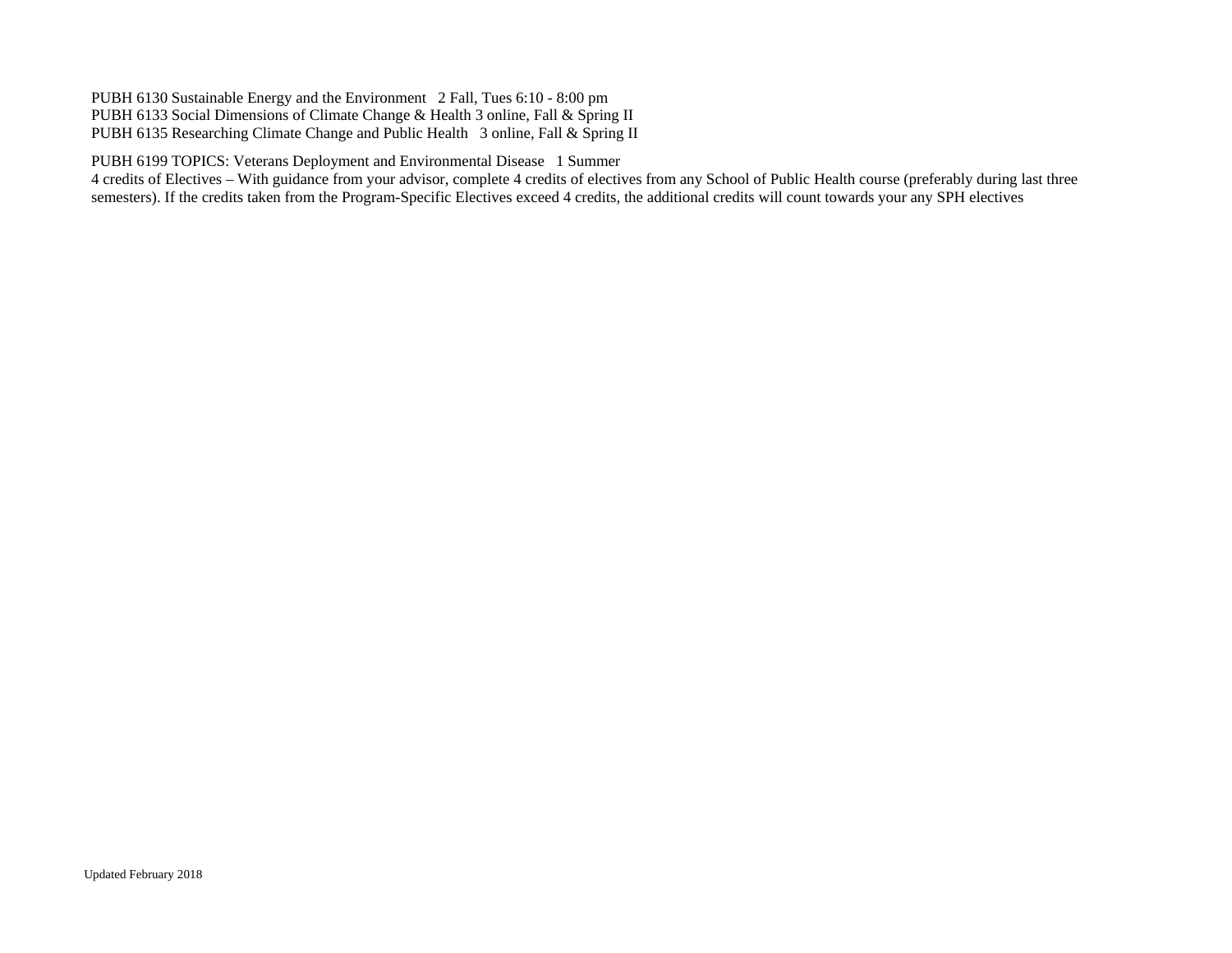PUBH 6130 Sustainable Energy and the Environment 2 Fall, Tues 6:10 - 8:00 pm
PUBH 6133 Social Dimensions of Climate Change & Health 3 online, Fall & Spring II
PUBH 6135 Researching Climate Change and Public Health 3 online, Fall & Spring II

PUBH 6199 TOPICS: Veterans Deployment and Environmental Disease 1 Summer
4 credits of Electives – With guidance from your advisor, complete 4 credits of electives from any School of Public Health course (preferably during last three semesters). If the credits taken from the Program-Specific Electives exceed 4 credits, the additional credits will count towards your any SPH electives

Updated February 2018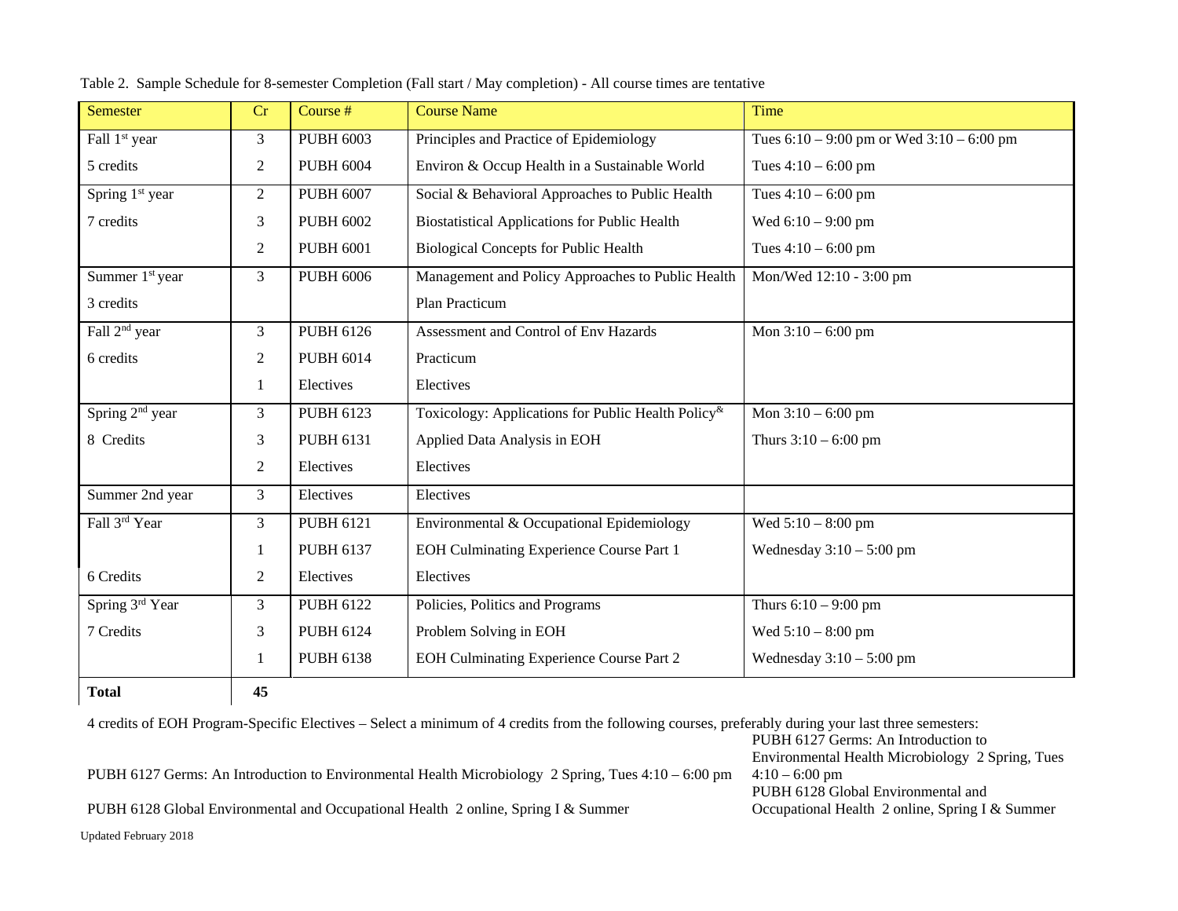Table 2. Sample Schedule for 8-semester Completion (Fall start / May completion) - All course times are tentative

| Semester | Cr | Course # | Course Name | Time |
|---|---|---|---|---|
| Fall 1st year | 3 | PUBH 6003 | Principles and Practice of Epidemiology | Tues 6:10 – 9:00 pm or Wed 3:10 – 6:00 pm |
| 5 credits | 2 | PUBH 6004 | Environ & Occup Health in a Sustainable World | Tues 4:10 – 6:00 pm |
| Spring 1st year | 2 | PUBH 6007 | Social & Behavioral Approaches to Public Health | Tues 4:10 – 6:00 pm |
| 7 credits | 3 | PUBH 6002 | Biostatistical Applications for Public Health | Wed 6:10 – 9:00 pm |
| | 2 | PUBH 6001 | Biological Concepts for Public Health | Tues 4:10 – 6:00 pm |
| Summer 1st year | 3 | PUBH 6006 | Management and Policy Approaches to Public Health | Mon/Wed 12:10 - 3:00 pm |
| 3 credits | | | Plan Practicum | |
| Fall 2nd year | 3 | PUBH 6126 | Assessment and Control of Env Hazards | Mon 3:10 – 6:00 pm |
| 6 credits | 2 | PUBH 6014 | Practicum | |
| | 1 | Electives | Electives | |
| Spring 2nd year | 3 | PUBH 6123 | Toxicology: Applications for Public Health Policy& | Mon 3:10 – 6:00 pm |
| 8 Credits | 3 | PUBH 6131 | Applied Data Analysis in EOH | Thurs 3:10 – 6:00 pm |
| | 2 | Electives | Electives | |
| Summer 2nd year | 3 | Electives | Electives | |
| Fall 3rd Year | 3 | PUBH 6121 | Environmental & Occupational Epidemiology | Wed 5:10 – 8:00 pm |
| | 1 | PUBH 6137 | EOH Culminating Experience Course Part 1 | Wednesday 3:10 – 5:00 pm |
| 6 Credits | 2 | Electives | Electives | |
| Spring 3rd Year | 3 | PUBH 6122 | Policies, Politics and Programs | Thurs 6:10 – 9:00 pm |
| 7 Credits | 3 | PUBH 6124 | Problem Solving in EOH | Wed 5:10 – 8:00 pm |
| | 1 | PUBH 6138 | EOH Culminating Experience Course Part 2 | Wednesday 3:10 – 5:00 pm |
| **Total** | **45** | | | |

4 credits of EOH Program-Specific Electives – Select a minimum of 4 credits from the following courses, preferably during your last three semesters:

PUBH 6127 Germs: An Introduction to Environmental Health Microbiology 2 Spring, Tues 4:10 – 6:00 pm

PUBH 6128 Global Environmental and Occupational Health 2 online, Spring I & Summer

PUBH 6127 Germs: An Introduction to Environmental Health Microbiology 2 Spring, Tues 4:10 – 6:00 pm

PUBH 6128 Global Environmental and Occupational Health 2 online, Spring I & Summer

Updated February 2018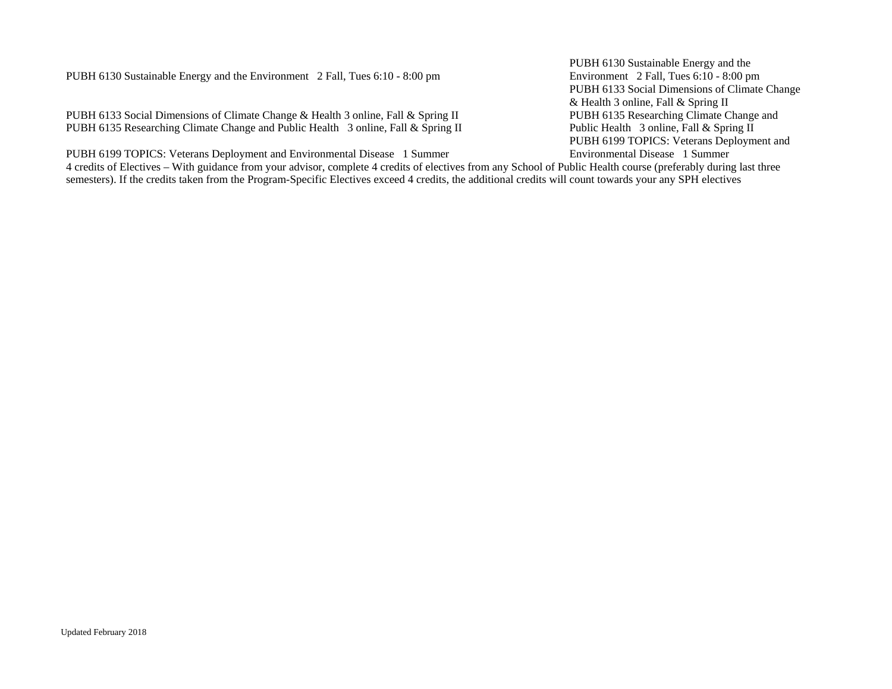| | |
|---|---|
| PUBH 6130 Sustainable Energy and the Environment 2 Fall, Tues 6:10 - 8:00 pm | PUBH 6130 Sustainable Energy and the Environment 2 Fall, Tues 6:10 - 8:00 pm |
| PUBH 6133 Social Dimensions of Climate Change & Health 3 online, Fall & Spring II | PUBH 6133 Social Dimensions of Climate Change & Health 3 online, Fall & Spring II |
| PUBH 6135 Researching Climate Change and Public Health 3 online, Fall & Spring II | PUBH 6135 Researching Climate Change and Public Health 3 online, Fall & Spring II |
| PUBH 6199 TOPICS: Veterans Deployment and Environmental Disease 1 Summer | PUBH 6199 TOPICS: Veterans Deployment and Environmental Disease 1 Summer |

4 credits of Electives – With guidance from your advisor, complete 4 credits of electives from any School of Public Health course (preferably during last three semesters). If the credits taken from the Program-Specific Electives exceed 4 credits, the additional credits will count towards your any SPH electives

Updated February 2018